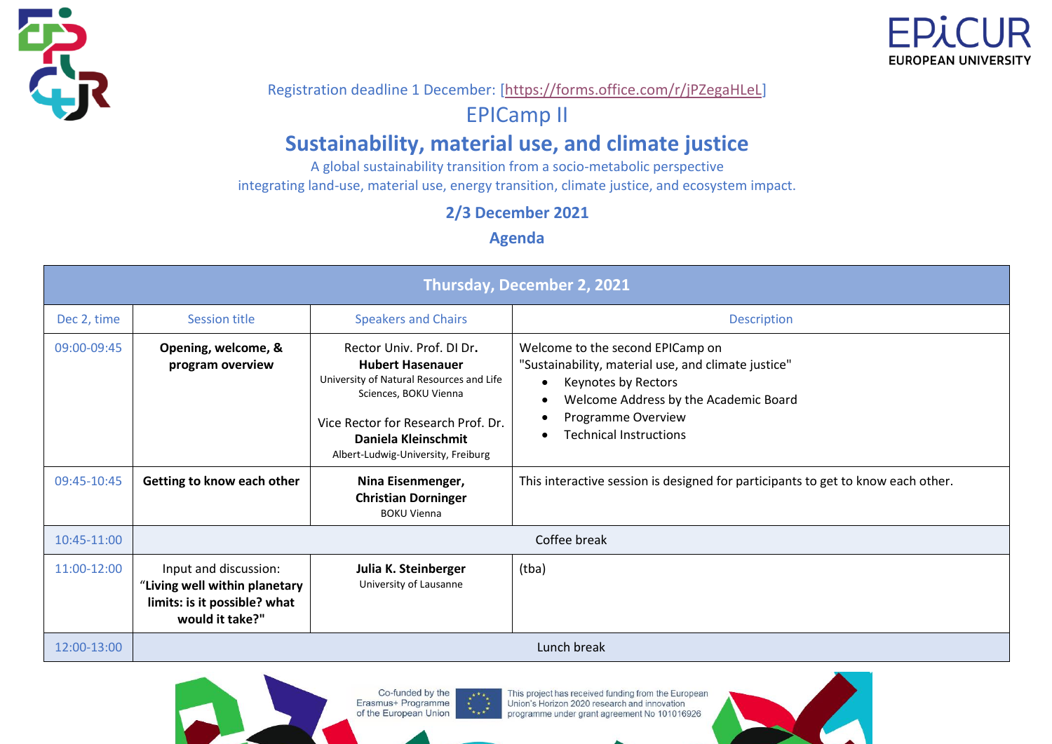Registration deadline 1 December: [https://forms.office.com/r/jPZegaHLeL]

# EPICamp II

## Sustainability, material use, and climate justice

A global sustainability transition from a socio-metabolic perspective
integrating land-use, material use, energy transition, climate justice, and ecosystem impact.

**2/3 December 2021**

**Agenda**

| Thursday, December 2, 2021 | | | |
|---|---|---|---|
| Dec 2, time | Session title | Speakers and Chairs | Description |
| 09:00-09:45 | **Opening, welcome, & program overview** | Rector Univ. Prof. DI Dr. **Hubert Hasenauer** University of Natural Resources and Life Sciences, BOKU Vienna<br><br>Vice Rector for Research Prof. Dr. **Daniela Kleinschmit** Albert-Ludwig-University, Freiburg | Welcome to the second EPICamp on "Sustainability, material use, and climate justice"<br>• Keynotes by Rectors<br>• Welcome Address by the Academic Board<br>• Programme Overview<br>• Technical Instructions |
| 09:45-10:45 | **Getting to know each other** | **Nina Eisenmenger, Christian Dorninger** BOKU Vienna | This interactive session is designed for participants to get to know each other. |
| 10:45-11:00 | Coffee break | | |
| 11:00-12:00 | Input and discussion: "**Living well within planetary limits: is it possible? what would it take?**" | **Julia K. Steinberger** University of Lausanne | (tba) |
| 12:00-13:00 | Lunch break | | |

Co-funded by the Erasmus+ Programme of the European Union

This project has received funding from the European Union's Horizon 2020 research and innovation programme under grant agreement No 101016926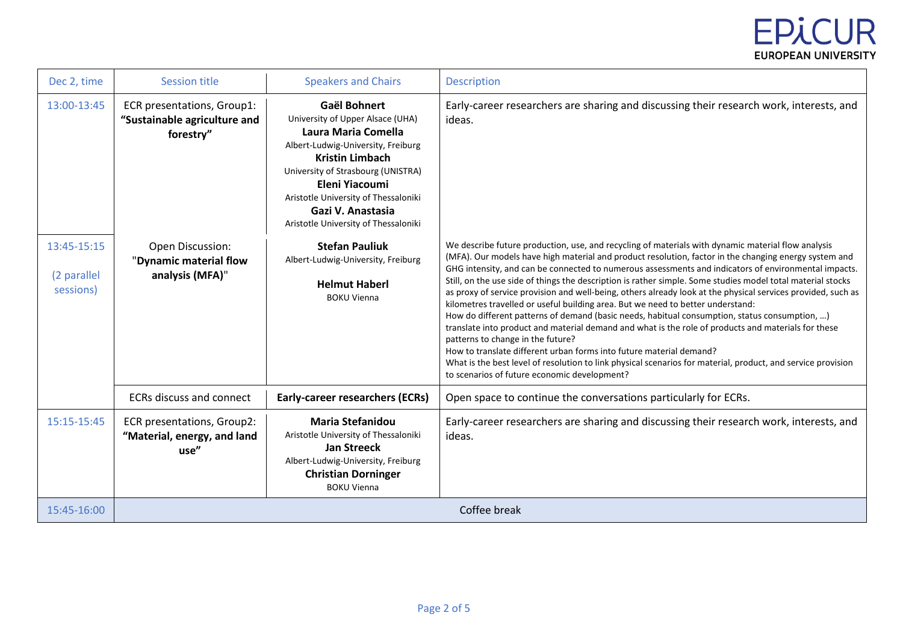| Dec 2, time | Session title | Speakers and Chairs | Description |
|---|---|---|---|
| 13:00-13:45 | ECR presentations, Group1: **"Sustainable agriculture and forestry"** | **Gaël Bohnert** University of Upper Alsace (UHA) **Laura Maria Comella** Albert-Ludwig-University, Freiburg **Kristin Limbach** University of Strasbourg (UNISTRA) **Eleni Yiacoumi** Aristotle University of Thessaloniki **Gazi V. Anastasia** Aristotle University of Thessaloniki | Early-career researchers are sharing and discussing their research work, interests, and ideas. |
| 13:45-15:15 (2 parallel sessions) | Open Discussion: "**Dynamic material flow analysis (MFA)**" | **Stefan Pauliuk** Albert-Ludwig-University, Freiburg **Helmut Haberl** BOKU Vienna | We describe future production, use, and recycling of materials with dynamic material flow analysis (MFA). Our models have high material and product resolution, factor in the changing energy system and GHG intensity, and can be connected to numerous assessments and indicators of environmental impacts. Still, on the use side of things the description is rather simple. Some studies model total material stocks as proxy of service provision and well-being, others already look at the physical services provided, such as kilometres travelled or useful building area. But we need to better understand: How do different patterns of demand (basic needs, habitual consumption, status consumption, …) translate into product and material demand and what is the role of products and materials for these patterns to change in the future? How to translate different urban forms into future material demand? What is the best level of resolution to link physical scenarios for material, product, and service provision to scenarios of future economic development? |
| | ECRs discuss and connect | **Early-career researchers (ECRs)** | Open space to continue the conversations particularly for ECRs. |
| 15:15-15:45 | ECR presentations, Group2: **"Material, energy, and land use"** | **Maria Stefanidou** Aristotle University of Thessaloniki **Jan Streeck** Albert-Ludwig-University, Freiburg **Christian Dorninger** BOKU Vienna | Early-career researchers are sharing and discussing their research work, interests, and ideas. |
| 15:45-16:00 | Coffee break | | |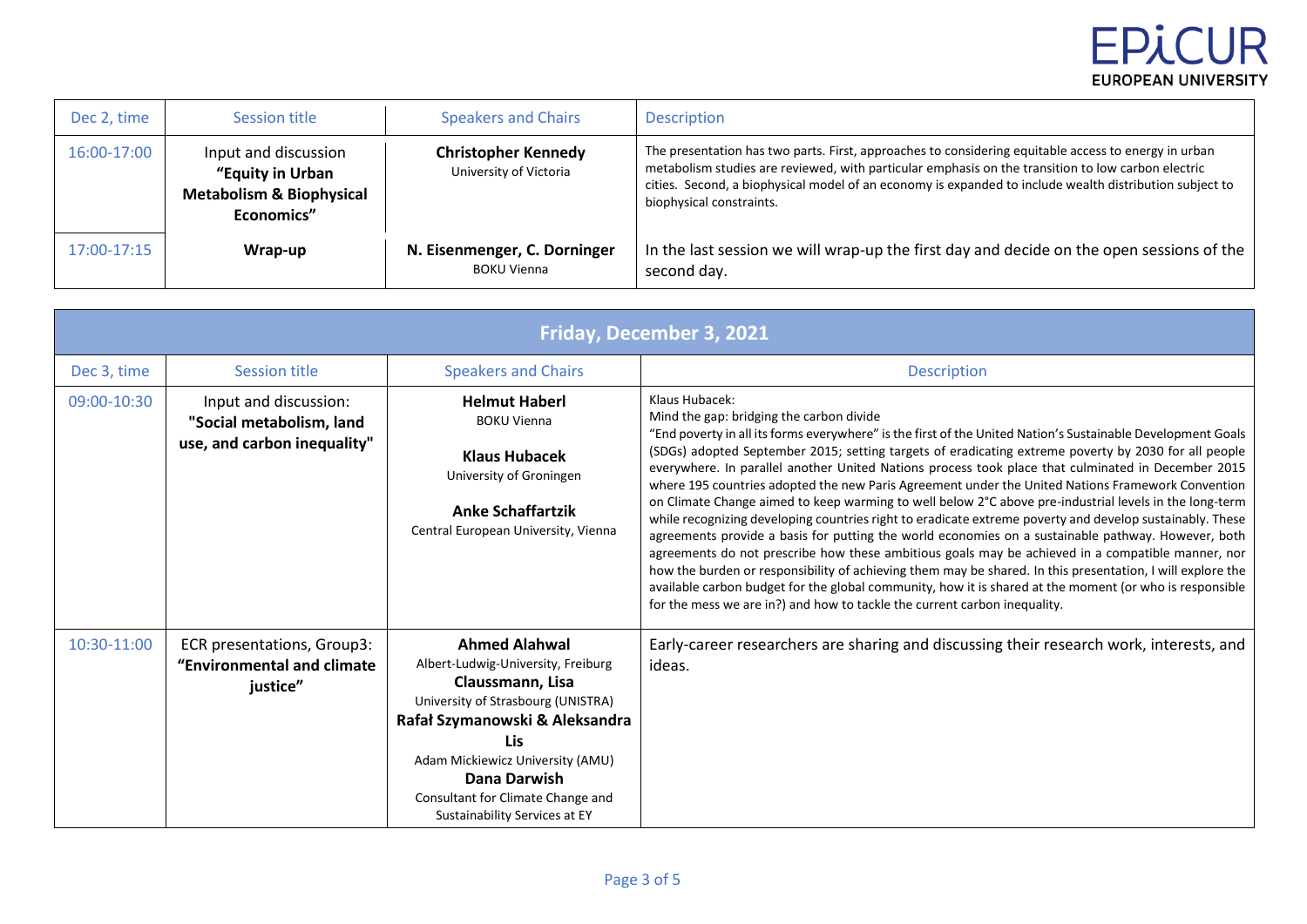| Dec 2, time | Session title | Speakers and Chairs | Description |
|---|---|---|---|
| 16:00-17:00 | Input and discussion **"Equity in Urban Metabolism & Biophysical Economics"** | **Christopher Kennedy** University of Victoria | The presentation has two parts. First, approaches to considering equitable access to energy in urban metabolism studies are reviewed, with particular emphasis on the transition to low carbon electric cities. Second, a biophysical model of an economy is expanded to include wealth distribution subject to biophysical constraints. |
| 17:00-17:15 | **Wrap-up** | **N. Eisenmenger, C. Dorninger** BOKU Vienna | In the last session we will wrap-up the first day and decide on the open sessions of the second day. |

## Friday, December 3, 2021

| Dec 3, time | Session title | Speakers and Chairs | Description |
|---|---|---|---|
| 09:00-10:30 | Input and discussion: **"Social metabolism, land use, and carbon inequality"** | **Helmut Haberl** BOKU Vienna<br><br>**Klaus Hubacek** University of Groningen<br><br>**Anke Schaffartzik** Central European University, Vienna | Klaus Hubacek:<br>Mind the gap: bridging the carbon divide<br>"End poverty in all its forms everywhere" is the first of the United Nation's Sustainable Development Goals (SDGs) adopted September 2015; setting targets of eradicating extreme poverty by 2030 for all people everywhere. In parallel another United Nations process took place that culminated in December 2015 where 195 countries adopted the new Paris Agreement under the United Nations Framework Convention on Climate Change aimed to keep warming to well below 2°C above pre-industrial levels in the long-term while recognizing developing countries right to eradicate extreme poverty and develop sustainably. These agreements provide a basis for putting the world economies on a sustainable pathway. However, both agreements do not prescribe how these ambitious goals may be achieved in a compatible manner, nor how the burden or responsibility of achieving them may be shared. In this presentation, I will explore the available carbon budget for the global community, how it is shared at the moment (or who is responsible for the mess we are in?) and how to tackle the current carbon inequality. |
| 10:30-11:00 | ECR presentations, Group3: **"Environmental and climate justice"** | **Ahmed Alahwal** Albert-Ludwig-University, Freiburg<br>**Claussmann, Lisa** University of Strasbourg (UNISTRA)<br>**Rafał Szymanowski & Aleksandra Lis** Adam Mickiewicz University (AMU)<br>**Dana Darwish** Consultant for Climate Change and Sustainability Services at EY | Early-career researchers are sharing and discussing their research work, interests, and ideas. |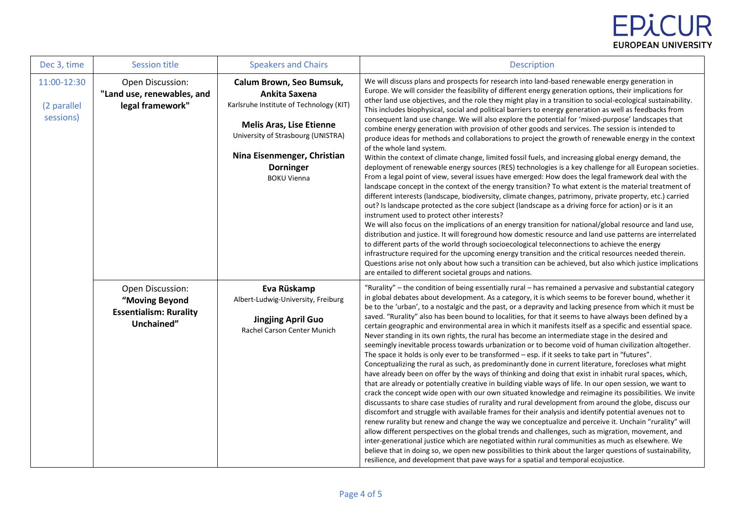| Dec 3, time | Session title | Speakers and Chairs | Description |
|---|---|---|---|
| 11:00-12:30<br><br>(2 parallel sessions) | Open Discussion: **"Land use, renewables, and legal framework"** | **Calum Brown, Seo Bumsuk, Ankita Saxena**<br>Karlsruhe Institute of Technology (KIT)<br><br>**Melis Aras, Lise Etienne**<br>University of Strasbourg (UNISTRA)<br><br>**Nina Eisenmenger, Christian Dorninger**<br>BOKU Vienna | We will discuss plans and prospects for research into land-based renewable energy generation in Europe. We will consider the feasibility of different energy generation options, their implications for other land use objectives, and the role they might play in a transition to social-ecological sustainability. This includes biophysical, social and political barriers to energy generation as well as feedbacks from consequent land use change. We will also explore the potential for 'mixed-purpose' landscapes that combine energy generation with provision of other goods and services. The session is intended to produce ideas for methods and collaborations to project the growth of renewable energy in the context of the whole land system.<br>Within the context of climate change, limited fossil fuels, and increasing global energy demand, the deployment of renewable energy sources (RES) technologies is a key challenge for all European societies. From a legal point of view, several issues have emerged: How does the legal framework deal with the landscape concept in the context of the energy transition? To what extent is the material treatment of different interests (landscape, biodiversity, climate changes, patrimony, private property, etc.) carried out? Is landscape protected as the core subject (landscape as a driving force for action) or is it an instrument used to protect other interests?<br>We will also focus on the implications of an energy transition for national/global resource and land use, distribution and justice. It will foreground how domestic resource and land use patterns are interrelated to different parts of the world through socioecological teleconnections to achieve the energy infrastructure required for the upcoming energy transition and the critical resources needed therein. Questions arise not only about how such a transition can be achieved, but also which justice implications are entailed to different societal groups and nations. |
| | Open Discussion: **"Moving Beyond Essentialism: Rurality Unchained"** | **Eva Rüskamp**<br>Albert-Ludwig-University, Freiburg<br><br>**Jingjing April Guo**<br>Rachel Carson Center Munich | "Rurality" – the condition of being essentially rural – has remained a pervasive and substantial category in global debates about development. As a category, it is which seems to be forever bound, whether it be to the 'urban', to a nostalgic and the past, or a depravity and lacking presence from which it must be saved. "Rurality" also has been bound to localities, for that it seems to have always been defined by a certain geographic and environmental area in which it manifests itself as a specific and essential space. Never standing in its own rights, the rural has become an intermediate stage in the desired and seemingly inevitable process towards urbanization or to become void of human civilization altogether. The space it holds is only ever to be transformed – esp. if it seeks to take part in "futures". Conceptualizing the rural as such, as predominantly done in current literature, forecloses what might have already been on offer by the ways of thinking and doing that exist in inhabit rural spaces, which, that are already or potentially creative in building viable ways of life. In our open session, we want to crack the concept wide open with our own situated knowledge and reimagine its possibilities. We invite discussants to share case studies of rurality and rural development from around the globe, discuss our discomfort and struggle with available frames for their analysis and identify potential avenues not to renew rurality but renew and change the way we conceptualize and perceive it. Unchain "rurality" will allow different perspectives on the global trends and challenges, such as migration, movement, and inter-generational justice which are negotiated within rural communities as much as elsewhere. We believe that in doing so, we open new possibilities to think about the larger questions of sustainability, resilience, and development that pave ways for a spatial and temporal ecojustice. |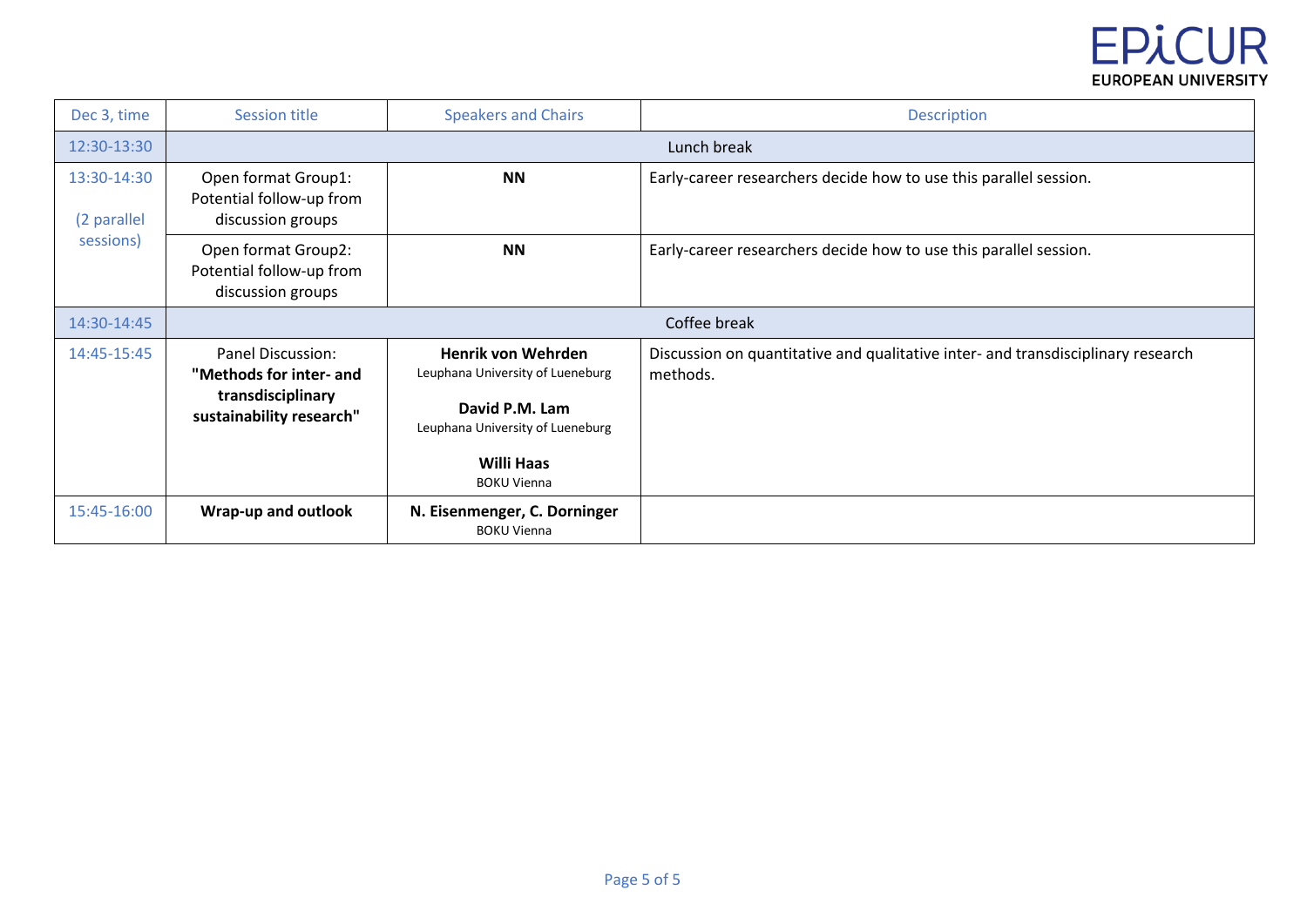| Dec 3, time | Session title | Speakers and Chairs | Description |
|---|---|---|---|
| 12:30-13:30 | Lunch break | | |
| 13:30-14:30 (2 parallel sessions) | Open format Group1: Potential follow-up from discussion groups | **NN** | Early-career researchers decide how to use this parallel session. |
| | Open format Group2: Potential follow-up from discussion groups | **NN** | Early-career researchers decide how to use this parallel session. |
| 14:30-14:45 | Coffee break | | |
| 14:45-15:45 | Panel Discussion: **"Methods for inter- and transdisciplinary sustainability research"** | **Henrik von Wehrden** Leuphana University of Lueneburg **David P.M. Lam** Leuphana University of Lueneburg **Willi Haas** BOKU Vienna | Discussion on quantitative and qualitative inter- and transdisciplinary research methods. |
| 15:45-16:00 | **Wrap-up and outlook** | **N. Eisenmenger, C. Dorninger** BOKU Vienna | |